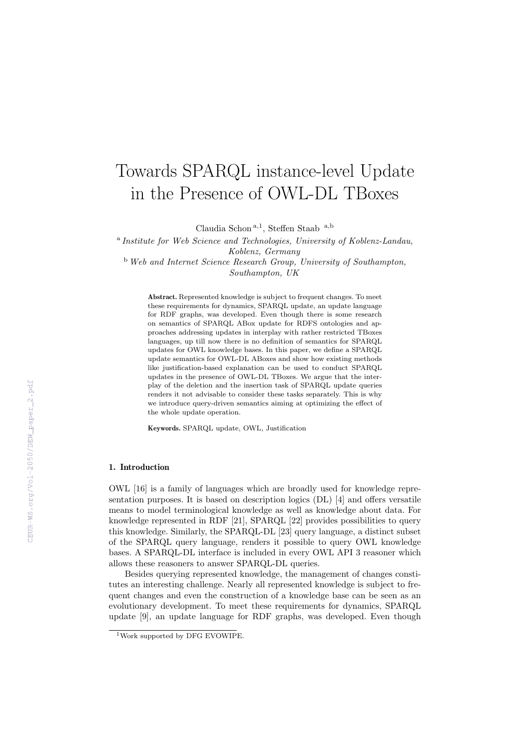# Towards SPARQL instance-level Update in the Presence of OWL-DL TBoxes

Claudia Schon [a,1], Steffen Staab [a,b]

[a] *Institute for Web Science and Technologies, University of Koblenz-Landau, Koblenz, Germany*

[b] *Web and Internet Science Research Group, University of Southampton, Southampton, UK*

**Abstract.** Represented knowledge is subject to frequent changes. To meet these requirements for dynamics, SPARQL update, an update language for RDF graphs, was developed. Even though there is some research on semantics of SPARQL ABox update for RDFS ontologies and approaches addressing updates in interplay with rather restricted TBoxes languages, up till now there is no definition of semantics for SPARQL updates for OWL knowledge bases. In this paper, we define a SPARQL update semantics for OWL-DL ABoxes and show how existing methods like justification-based explanation can be used to conduct SPARQL updates in the presence of OWL-DL TBoxes. We argue that the interplay of the deletion and the insertion task of SPARQL update queries renders it not advisable to consider these tasks separately. This is why we introduce query-driven semantics aiming at optimizing the effect of the whole update operation.

**Keywords.** SPARQL update, OWL, Justification

## 1. Introduction

OWL [16] is a family of languages which are broadly used for knowledge representation purposes. It is based on description logics (DL) [4] and offers versatile means to model terminological knowledge as well as knowledge about data. For knowledge represented in RDF [21], SPARQL [22] provides possibilities to query this knowledge. Similarly, the SPARQL-DL [23] query language, a distinct subset of the SPARQL query language, renders it possible to query OWL knowledge bases. A SPARQL-DL interface is included in every OWL API 3 reasoner which allows these reasoners to answer SPARQL-DL queries.

Besides querying represented knowledge, the management of changes constitutes an interesting challenge. Nearly all represented knowledge is subject to frequent changes and even the construction of a knowledge base can be seen as an evolutionary development. To meet these requirements for dynamics, SPARQL update [9], an update language for RDF graphs, was developed. Even though

[1] Work supported by DFG EVOWIPE.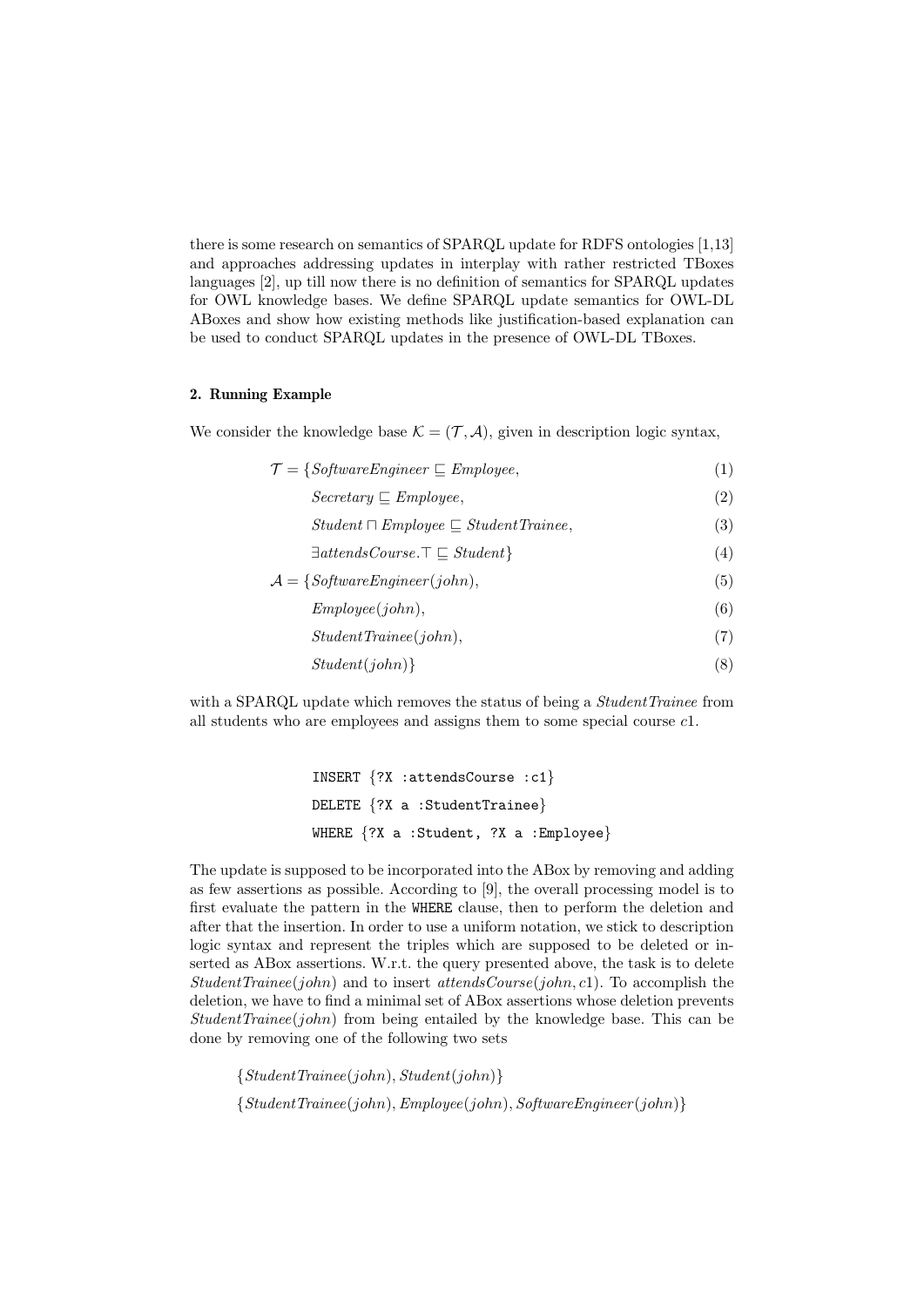there is some research on semantics of SPARQL update for RDFS ontologies [1,13] and approaches addressing updates in interplay with rather restricted TBoxes languages [2], up till now there is no definition of semantics for SPARQL updates for OWL knowledge bases. We define SPARQL update semantics for OWL-DL ABoxes and show how existing methods like justification-based explanation can be used to conduct SPARQL updates in the presence of OWL-DL TBoxes.

## 2. Running Example

We consider the knowledge base $\mathcal{K} = (\mathcal{T}, \mathcal{A})$, given in description logic syntax,

$$\mathcal{T} = \{\mathit{SoftwareEngineer} \sqsubseteq \mathit{Employee}, \tag{1}$$

$$\mathit{Secretary} \sqsubseteq \mathit{Employee}, \tag{2}$$

$$\mathit{Student} \sqcap \mathit{Employee} \sqsubseteq \mathit{StudentTrainee}, \tag{3}$$

$$\exists \mathit{attendsCourse}.\top \sqsubseteq \mathit{Student}\} \tag{4}$$

$$\mathcal{A} = \{\mathit{SoftwareEngineer}(\mathit{john}), \tag{5}$$

$$\mathit{Employee}(\mathit{john}), \tag{6}$$

$$\mathit{StudentTrainee}(\mathit{john}), \tag{7}$$

$$\mathit{Student}(\mathit{john})\} \tag{8}$$

with a SPARQL update which removes the status of being a *StudentTrainee* from all students who are employees and assigns them to some special course $c1$.

```
INSERT {?X :attendsCourse :c1}
DELETE {?X a :StudentTrainee}
WHERE {?X a :Student, ?X a :Employee}
```

The update is supposed to be incorporated into the ABox by removing and adding as few assertions as possible. According to [9], the overall processing model is to first evaluate the pattern in the `WHERE` clause, then to perform the deletion and after that the insertion. In order to use a uniform notation, we stick to description logic syntax and represent the triples which are supposed to be deleted or inserted as ABox assertions. W.r.t. the query presented above, the task is to delete $\mathit{StudentTrainee}(\mathit{john})$ and to insert $\mathit{attendsCourse}(\mathit{john}, c1)$. To accomplish the deletion, we have to find a minimal set of ABox assertions whose deletion prevents $\mathit{StudentTrainee}(\mathit{john})$ from being entailed by the knowledge base. This can be done by removing one of the following two sets

$$\{\mathit{StudentTrainee}(\mathit{john}), \mathit{Student}(\mathit{john})\}$$

$$\{\mathit{StudentTrainee}(\mathit{john}), \mathit{Employee}(\mathit{john}), \mathit{SoftwareEngineer}(\mathit{john})\}$$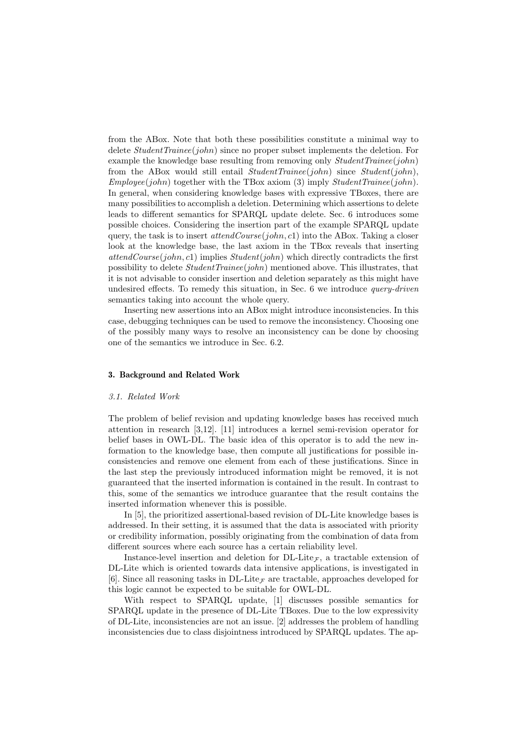from the ABox. Note that both these possibilities constitute a minimal way to delete *StudentTrainee*(*john*) since no proper subset implements the deletion. For example the knowledge base resulting from removing only *StudentTrainee*(*john*) from the ABox would still entail *StudentTrainee*(*john*) since *Student*(*john*), *Employee*(*john*) together with the TBox axiom (3) imply *StudentTrainee*(*john*). In general, when considering knowledge bases with expressive TBoxes, there are many possibilities to accomplish a deletion. Determining which assertions to delete leads to different semantics for SPARQL update delete. Sec. 6 introduces some possible choices. Considering the insertion part of the example SPARQL update query, the task is to insert *attendCourse*(*john*, *c*1) into the ABox. Taking a closer look at the knowledge base, the last axiom in the TBox reveals that inserting *attendCourse*(*john*, *c*1) implies *Student*(*john*) which directly contradicts the first possibility to delete *StudentTrainee*(*john*) mentioned above. This illustrates, that it is not advisable to consider insertion and deletion separately as this might have undesired effects. To remedy this situation, in Sec. 6 we introduce *query-driven* semantics taking into account the whole query.

Inserting new assertions into an ABox might introduce inconsistencies. In this case, debugging techniques can be used to remove the inconsistency. Choosing one of the possibly many ways to resolve an inconsistency can be done by choosing one of the semantics we introduce in Sec. 6.2.

## 3. Background and Related Work

### 3.1. Related Work

The problem of belief revision and updating knowledge bases has received much attention in research [3,12]. [11] introduces a kernel semi-revision operator for belief bases in OWL-DL. The basic idea of this operator is to add the new information to the knowledge base, then compute all justifications for possible inconsistencies and remove one element from each of these justifications. Since in the last step the previously introduced information might be removed, it is not guaranteed that the inserted information is contained in the result. In contrast to this, some of the semantics we introduce guarantee that the result contains the inserted information whenever this is possible.

In [5], the prioritized assertional-based revision of DL-Lite knowledge bases is addressed. In their setting, it is assumed that the data is associated with priority or credibility information, possibly originating from the combination of data from different sources where each source has a certain reliability level.

Instance-level insertion and deletion for DL-Lite$_\mathcal{F}$, a tractable extension of DL-Lite which is oriented towards data intensive applications, is investigated in [6]. Since all reasoning tasks in DL-Lite$_\mathcal{F}$ are tractable, approaches developed for this logic cannot be expected to be suitable for OWL-DL.

With respect to SPARQL update, [1] discusses possible semantics for SPARQL update in the presence of DL-Lite TBoxes. Due to the low expressivity of DL-Lite, inconsistencies are not an issue. [2] addresses the problem of handling inconsistencies due to class disjointness introduced by SPARQL updates. The ap-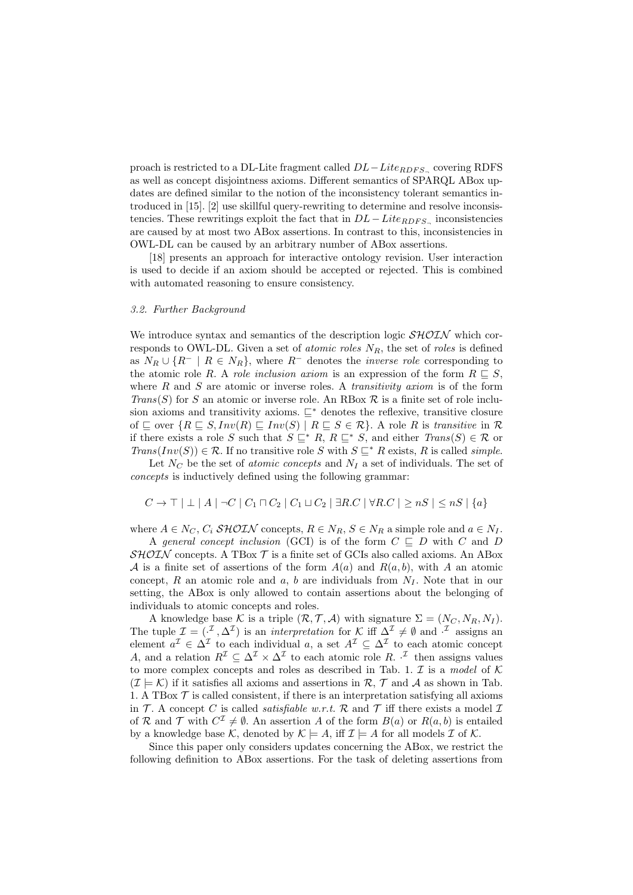proach is restricted to a DL-Lite fragment called $DL-Lite_{RDFS_{\neg}}$ covering RDFS as well as concept disjointness axioms. Different semantics of SPARQL ABox updates are defined similar to the notion of the inconsistency tolerant semantics introduced in [15]. [2] use skillful query-rewriting to determine and resolve inconsistencies. These rewritings exploit the fact that in $DL-Lite_{RDFS_{\neg}}$ inconsistencies are caused by at most two ABox assertions. In contrast to this, inconsistencies in OWL-DL can be caused by an arbitrary number of ABox assertions.

[18] presents an approach for interactive ontology revision. User interaction is used to decide if an axiom should be accepted or rejected. This is combined with automated reasoning to ensure consistency.

### *3.2. Further Background*

We introduce syntax and semantics of the description logic $\mathcal{SHOIN}$ which corresponds to OWL-DL. Given a set of *atomic roles* $N_R$, the set of *roles* is defined as $N_R \cup \{R^- \mid R \in N_R\}$, where $R^-$ denotes the *inverse role* corresponding to the atomic role $R$. A *role inclusion axiom* is an expression of the form $R \sqsubseteq S$, where $R$ and $S$ are atomic or inverse roles. A *transitivity axiom* is of the form $Trans(S)$ for $S$ an atomic or inverse role. An RBox $\mathcal{R}$ is a finite set of role inclusion axioms and transitivity axioms. $\sqsubseteq^*$ denotes the reflexive, transitive closure of $\sqsubseteq$ over $\{R \sqsubseteq S, Inv(R) \sqsubseteq Inv(S) \mid R \sqsubseteq S \in \mathcal{R}\}$. A role $R$ is *transitive* in $\mathcal{R}$ if there exists a role $S$ such that $S \sqsubseteq^* R$, $R \sqsubseteq^* S$, and either $Trans(S) \in \mathcal{R}$ or $Trans(Inv(S)) \in \mathcal{R}$. If no transitive role $S$ with $S \sqsubseteq^* R$ exists, $R$ is called *simple*.

Let $N_C$ be the set of *atomic concepts* and $N_I$ a set of individuals. The set of *concepts* is inductively defined using the following grammar:

$$C \rightarrow \top \mid \bot \mid A \mid \neg C \mid C_1 \sqcap C_2 \mid C_1 \sqcup C_2 \mid \exists R.C \mid \forall R.C \mid \geq nS \mid \leq nS \mid \{a\}$$

where $A \in N_C$, $C_i$ $\mathcal{SHOIN}$ concepts, $R \in N_R$, $S \in N_R$ a simple role and $a \in N_I$.

A *general concept inclusion* (GCI) is of the form $C \sqsubseteq D$ with $C$ and $D$ $\mathcal{SHOIN}$ concepts. A TBox $\mathcal{T}$ is a finite set of GCIs also called axioms. An ABox $\mathcal{A}$ is a finite set of assertions of the form $A(a)$ and $R(a,b)$, with $A$ an atomic concept, $R$ an atomic role and $a$, $b$ are individuals from $N_I$. Note that in our setting, the ABox is only allowed to contain assertions about the belonging of individuals to atomic concepts and roles.

A knowledge base $\mathcal{K}$ is a triple $(\mathcal{R}, \mathcal{T}, \mathcal{A})$ with signature $\Sigma = (N_C, N_R, N_I)$. The tuple $\mathcal{I} = (\cdot^{\mathcal{I}}, \Delta^{\mathcal{I}})$ is an *interpretation* for $\mathcal{K}$ iff $\Delta^{\mathcal{I}} \neq \emptyset$ and $\cdot^{\mathcal{I}}$ assigns an element $a^{\mathcal{I}} \in \Delta^{\mathcal{I}}$ to each individual $a$, a set $A^{\mathcal{I}} \subseteq \Delta^{\mathcal{I}}$ to each atomic concept $A$, and a relation $R^{\mathcal{I}} \subseteq \Delta^{\mathcal{I}} \times \Delta^{\mathcal{I}}$ to each atomic role $R$. $\cdot^{\mathcal{I}}$ then assigns values to more complex concepts and roles as described in Tab. 1. $\mathcal{I}$ is a *model* of $\mathcal{K}$ ($\mathcal{I} \models \mathcal{K}$) if it satisfies all axioms and assertions in $\mathcal{R}$, $\mathcal{T}$ and $\mathcal{A}$ as shown in Tab. 1. A TBox $\mathcal{T}$ is called consistent, if there is an interpretation satisfying all axioms in $\mathcal{T}$. A concept $C$ is called *satisfiable w.r.t.* $\mathcal{R}$ and $\mathcal{T}$ iff there exists a model $\mathcal{I}$ of $\mathcal{R}$ and $\mathcal{T}$ with $C^{\mathcal{I}} \neq \emptyset$. An assertion $A$ of the form $B(a)$ or $R(a,b)$ is entailed by a knowledge base $\mathcal{K}$, denoted by $\mathcal{K} \models A$, iff $\mathcal{I} \models A$ for all models $\mathcal{I}$ of $\mathcal{K}$.

Since this paper only considers updates concerning the ABox, we restrict the following definition to ABox assertions. For the task of deleting assertions from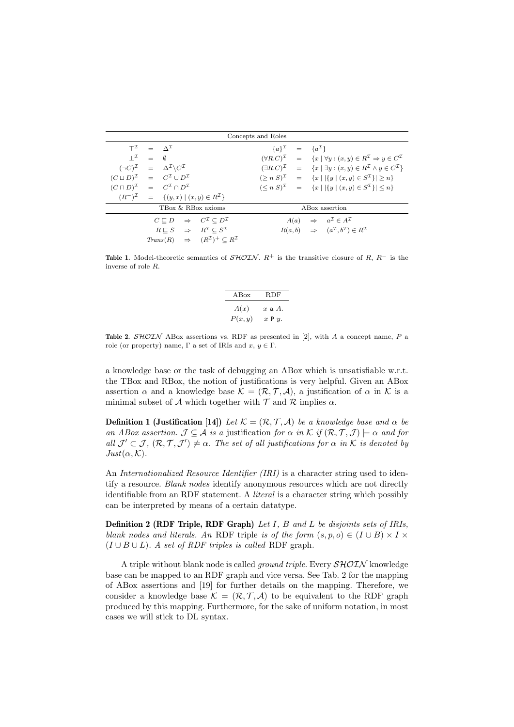| Concepts and Roles | | | | | |
|---|---|---|---|---|---|
| $\top^\mathcal{I}$ | $=$ | $\Delta^\mathcal{I}$ | $\{a\}^\mathcal{I}$ | $=$ | $\{a^\mathcal{I}\}$ |
| $\bot^\mathcal{I}$ | $=$ | $\emptyset$ | $(\forall R.C)^\mathcal{I}$ | $=$ | $\{x \mid \forall y : (x,y) \in R^\mathcal{I} \Rightarrow y \in C^\mathcal{I}$ |
| $(\neg C)^\mathcal{I}$ | $=$ | $\Delta^\mathcal{I} \backslash C^\mathcal{I}$ | $(\exists R.C)^\mathcal{I}$ | $=$ | $\{x \mid \exists y : (x,y) \in R^\mathcal{I} \wedge y \in C^\mathcal{I}\}$ |
| $(C \sqcup D)^\mathcal{I}$ | $=$ | $C^\mathcal{I} \cup D^\mathcal{I}$ | $(\geq n\ S)^\mathcal{I}$ | $=$ | $\{x \mid \lvert\{y \mid (x,y) \in S^\mathcal{I}\}\rvert \geq n\}$ |
| $(C \sqcap D)^\mathcal{I}$ | $=$ | $C^\mathcal{I} \cap D^\mathcal{I}$ | $(\leq n\ S)^\mathcal{I}$ | $=$ | $\{x \mid \lvert\{y \mid (x,y) \in S^\mathcal{I}\}\rvert \leq n\}$ |
| $(R^-)^\mathcal{I}$ | $=$ | $\{(y,x) \mid (x,y) \in R^\mathcal{I}\}$ | | | |
| **TBox & RBox axioms** | | | **ABox assertion** | | |
| $C \sqsubseteq D$ | $\Rightarrow$ | $C^\mathcal{I} \subseteq D^\mathcal{I}$ | $A(a)$ | $\Rightarrow$ | $a^\mathcal{I} \in A^\mathcal{I}$ |
| $R \sqsubseteq S$ | $\Rightarrow$ | $R^\mathcal{I} \subseteq S^\mathcal{I}$ | $R(a,b)$ | $\Rightarrow$ | $(a^\mathcal{I}, b^\mathcal{I}) \in R^\mathcal{I}$ |
| $Trans(R)$ | $\Rightarrow$ | $(R^\mathcal{I})^+ \subseteq R^\mathcal{I}$ | | | |

**Table 1.** Model-theoretic semantics of $\mathcal{SHOIN}$. $R^+$ is the transitive closure of $R$, $R^-$ is the inverse of role $R$.

| ABox | RDF |
|---|---|
| $A(x)$ | $x$ `a` $A$. |
| $P(x,y)$ | $x$ `P` $y$. |

**Table 2.** $\mathcal{SHOIN}$ ABox assertions vs. RDF as presented in [2], with $A$ a concept name, $P$ a role (or property) name, $\Gamma$ a set of IRIs and $x$, $y \in \Gamma$.

a knowledge base or the task of debugging an ABox which is unsatisfiable w.r.t. the TBox and RBox, the notion of justifications is very helpful. Given an ABox assertion $\alpha$ and a knowledge base $\mathcal{K} = (\mathcal{R}, \mathcal{T}, \mathcal{A})$, a justification of $\alpha$ in $\mathcal{K}$ is a minimal subset of $\mathcal{A}$ which together with $\mathcal{T}$ and $\mathcal{R}$ implies $\alpha$.

**Definition 1 (Justification [14])** *Let $\mathcal{K} = (\mathcal{R}, \mathcal{T}, \mathcal{A})$ be a knowledge base and $\alpha$ be an ABox assertion. $\mathcal{J} \subseteq \mathcal{A}$ is a* justification *for $\alpha$ in $\mathcal{K}$ if $(\mathcal{R}, \mathcal{T}, \mathcal{J}) \models \alpha$ and for all $\mathcal{J}' \subset \mathcal{J}$, $(\mathcal{R}, \mathcal{T}, \mathcal{J}') \not\models \alpha$. The set of all justifications for $\alpha$ in $\mathcal{K}$ is denoted by $Just(\alpha, \mathcal{K})$.*

An *Internationalized Resource Identifier (IRI)* is a character string used to identify a resource. *Blank nodes* identify anonymous resources which are not directly identifiable from an RDF statement. A *literal* is a character string which possibly can be interpreted by means of a certain datatype.

**Definition 2 (RDF Triple, RDF Graph)** *Let $I$, $B$ and $L$ be disjoints sets of IRIs, blank nodes and literals. An* RDF triple *is of the form $(s,p,o) \in (I \cup B) \times I \times (I \cup B \cup L)$. A set of RDF triples is called* RDF graph*.*

A triple without blank node is called *ground triple*. Every $\mathcal{SHOIN}$ knowledge base can be mapped to an RDF graph and vice versa. See Tab. 2 for the mapping of ABox assertions and [19] for further details on the mapping. Therefore, we consider a knowledge base $\mathcal{K} = (\mathcal{R}, \mathcal{T}, \mathcal{A})$ to be equivalent to the RDF graph produced by this mapping. Furthermore, for the sake of uniform notation, in most cases we will stick to DL syntax.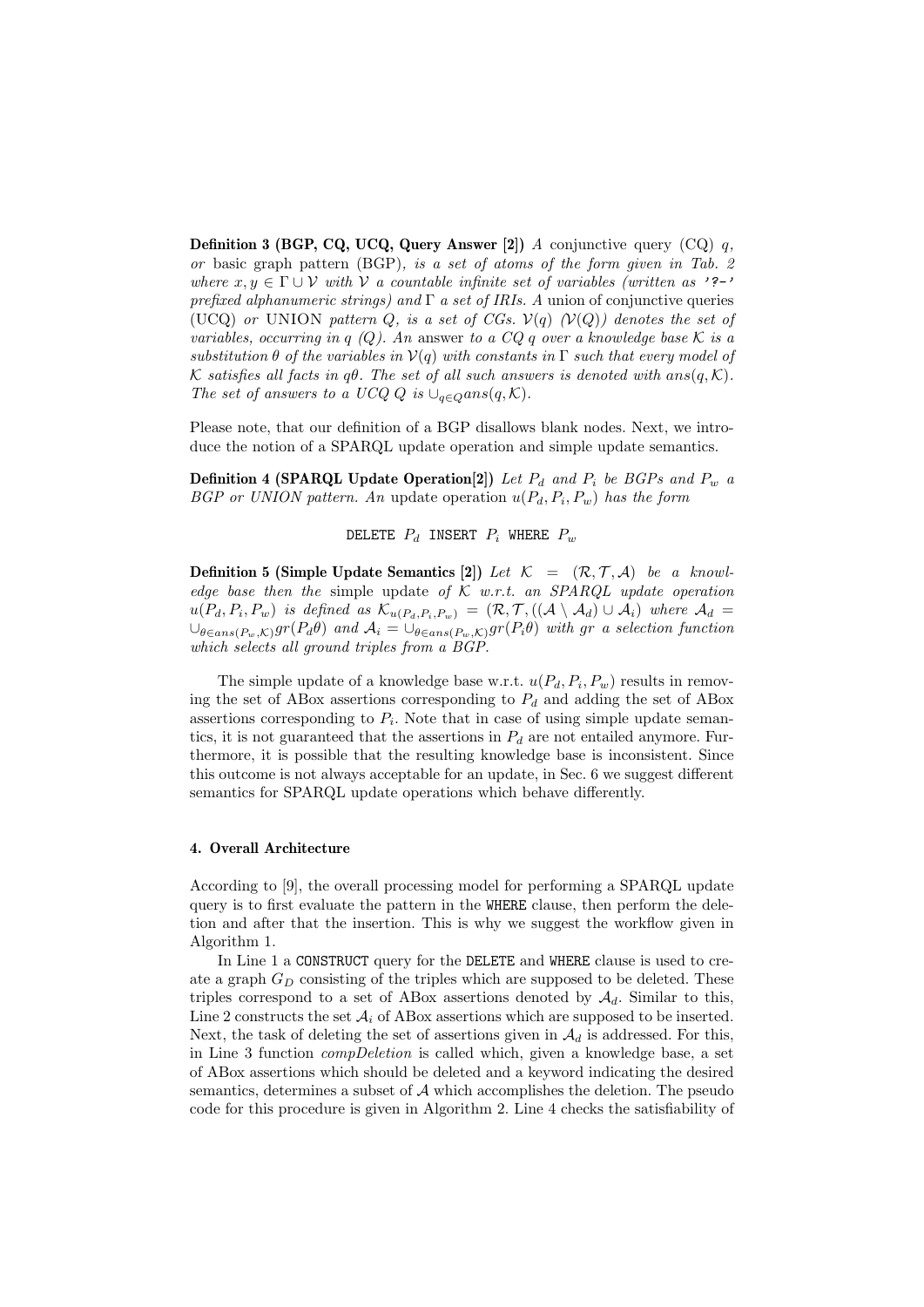**Definition 3 (BGP, CQ, UCQ, Query Answer [2])** *A* conjunctive query (CQ) *$q$, or* basic graph pattern (BGP)*, is a set of atoms of the form given in Tab. 2 where $x, y \in \Gamma \cup \mathcal{V}$ with $\mathcal{V}$ a countable infinite set of variables (written as '?-' prefixed alphanumeric strings) and $\Gamma$ a set of IRIs. A* union of conjunctive queries (UCQ) *or* UNION pattern *$Q$, is a set of CGs. $\mathcal{V}(q)$ ($\mathcal{V}(Q)$) denotes the set of variables, occurring in $q$ ($Q$). An* answer *to a CQ $q$ over a knowledge base $\mathcal{K}$ is a substitution $\theta$ of the variables in $\mathcal{V}(q)$ with constants in $\Gamma$ such that every model of $\mathcal{K}$ satisfies all facts in $q\theta$. The set of all such answers is denoted with $ans(q, \mathcal{K})$. The set of answers to a UCQ $Q$ is $\cup_{q \in Q} ans(q, \mathcal{K})$.*

Please note, that our definition of a BGP disallows blank nodes. Next, we introduce the notion of a SPARQL update operation and simple update semantics.

**Definition 4 (SPARQL Update Operation[2])** *Let $P_d$ and $P_i$ be BGPs and $P_w$ a BGP or UNION pattern. An* update operation *$u(P_d, P_i, P_w)$ has the form*

$$\texttt{DELETE}\ P_d\ \texttt{INSERT}\ P_i\ \texttt{WHERE}\ P_w$$

**Definition 5 (Simple Update Semantics [2])** *Let $\mathcal{K} = (\mathcal{R}, \mathcal{T}, \mathcal{A})$ be a knowledge base then the* simple update *of $\mathcal{K}$ w.r.t. an SPARQL update operation $u(P_d, P_i, P_w)$ is defined as $\mathcal{K}_{u(P_d, P_i, P_w)} = (\mathcal{R}, \mathcal{T}, ((\mathcal{A} \setminus \mathcal{A}_d) \cup \mathcal{A}_i)$ where $\mathcal{A}_d = \cup_{\theta \in ans(P_w, \mathcal{K})} gr(P_d\theta)$ and $\mathcal{A}_i = \cup_{\theta \in ans(P_w, \mathcal{K})} gr(P_i\theta)$ with $gr$ a selection function which selects all ground triples from a BGP.*

The simple update of a knowledge base w.r.t. $u(P_d, P_i, P_w)$ results in removing the set of ABox assertions corresponding to $P_d$ and adding the set of ABox assertions corresponding to $P_i$. Note that in case of using simple update semantics, it is not guaranteed that the assertions in $P_d$ are not entailed anymore. Furthermore, it is possible that the resulting knowledge base is inconsistent. Since this outcome is not always acceptable for an update, in Sec. 6 we suggest different semantics for SPARQL update operations which behave differently.

## 4. Overall Architecture

According to [9], the overall processing model for performing a SPARQL update query is to first evaluate the pattern in the `WHERE` clause, then perform the deletion and after that the insertion. This is why we suggest the workflow given in Algorithm 1.

In Line 1 a `CONSTRUCT` query for the `DELETE` and `WHERE` clause is used to create a graph $G_D$ consisting of the triples which are supposed to be deleted. These triples correspond to a set of ABox assertions denoted by $\mathcal{A}_d$. Similar to this, Line 2 constructs the set $\mathcal{A}_i$ of ABox assertions which are supposed to be inserted. Next, the task of deleting the set of assertions given in $\mathcal{A}_d$ is addressed. For this, in Line 3 function *compDeletion* is called which, given a knowledge base, a set of ABox assertions which should be deleted and a keyword indicating the desired semantics, determines a subset of $\mathcal{A}$ which accomplishes the deletion. The pseudo code for this procedure is given in Algorithm 2. Line 4 checks the satisfiability of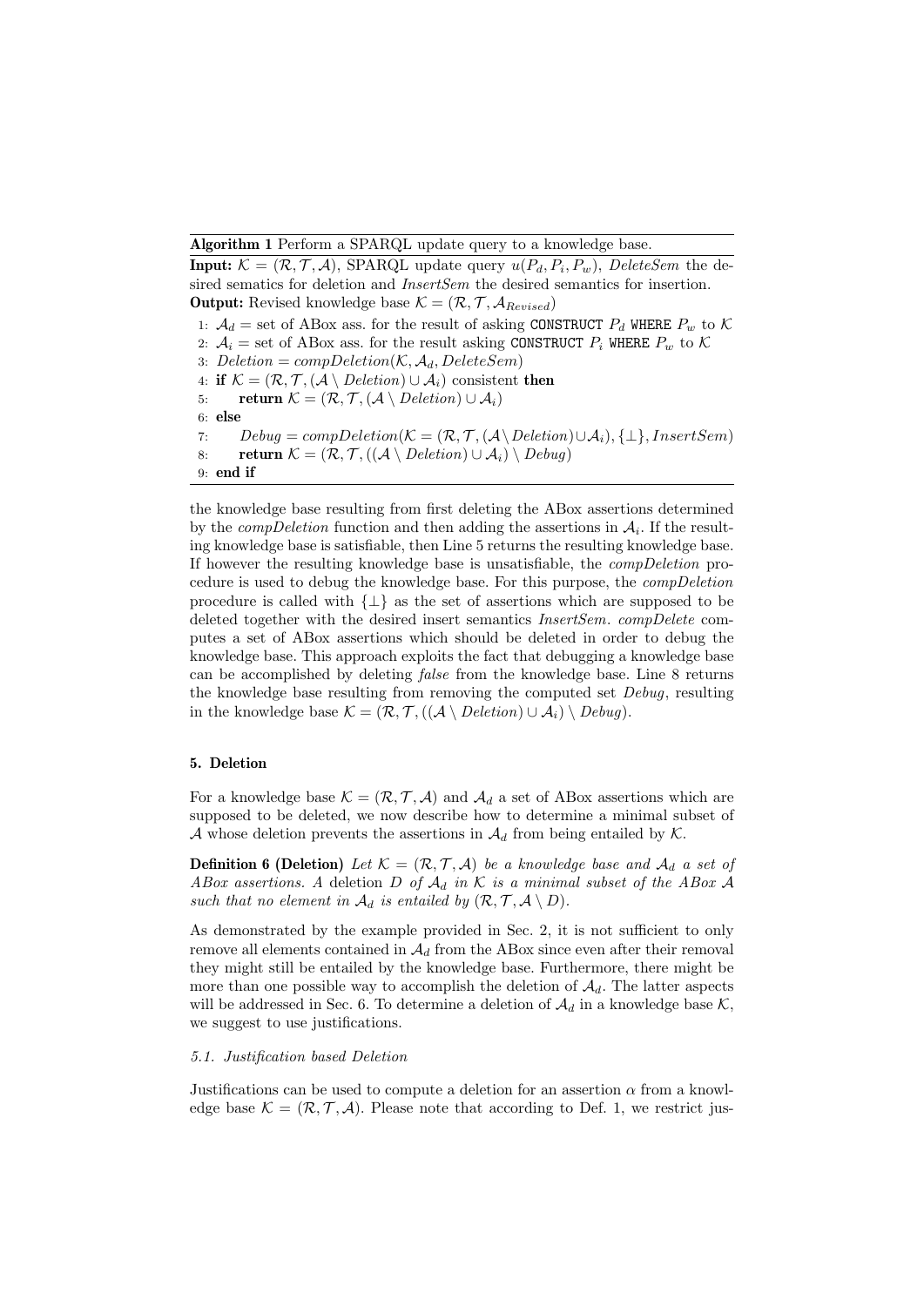**Algorithm 1** Perform a SPARQL update query to a knowledge base.

**Input:** $\mathcal{K} = (\mathcal{R}, \mathcal{T}, \mathcal{A})$, SPARQL update query $u(P_d, P_i, P_w)$, *DeleteSem* the desired sematics for deletion and *InsertSem* the desired semantics for insertion.
**Output:** Revised knowledge base $\mathcal{K} = (\mathcal{R}, \mathcal{T}, \mathcal{A}_{Revised})$

1: $\mathcal{A}_d$ = set of ABox ass. for the result of asking `CONSTRUCT` $P_d$ `WHERE` $P_w$ to $\mathcal{K}$
2: $\mathcal{A}_i$ = set of ABox ass. for the result asking `CONSTRUCT` $P_i$ `WHERE` $P_w$ to $\mathcal{K}$
3: $\mathit{Deletion} = \mathit{compDeletion}(\mathcal{K}, \mathcal{A}_d, \mathit{DeleteSem})$
4: **if** $\mathcal{K} = (\mathcal{R}, \mathcal{T}, (\mathcal{A} \setminus \mathit{Deletion}) \cup \mathcal{A}_i)$ consistent **then**
5: **return** $\mathcal{K} = (\mathcal{R}, \mathcal{T}, (\mathcal{A} \setminus \mathit{Deletion}) \cup \mathcal{A}_i)$
6: **else**
7: $\mathit{Debug} = \mathit{compDeletion}(\mathcal{K} = (\mathcal{R}, \mathcal{T}, (\mathcal{A} \setminus \mathit{Deletion}) \cup \mathcal{A}_i), \{\bot\}, \mathit{InsertSem})$
8: **return** $\mathcal{K} = (\mathcal{R}, \mathcal{T}, ((\mathcal{A} \setminus \mathit{Deletion}) \cup \mathcal{A}_i) \setminus \mathit{Debug})$
9: **end if**

the knowledge base resulting from first deleting the ABox assertions determined by the *compDeletion* function and then adding the assertions in $\mathcal{A}_i$. If the resulting knowledge base is satisfiable, then Line 5 returns the resulting knowledge base. If however the resulting knowledge base is unsatisfiable, the *compDeletion* procedure is used to debug the knowledge base. For this purpose, the *compDeletion* procedure is called with $\{\bot\}$ as the set of assertions which are supposed to be deleted together with the desired insert semantics *InsertSem*. *compDelete* computes a set of ABox assertions which should be deleted in order to debug the knowledge base. This approach exploits the fact that debugging a knowledge base can be accomplished by deleting *false* from the knowledge base. Line 8 returns the knowledge base resulting from removing the computed set *Debug*, resulting in the knowledge base $\mathcal{K} = (\mathcal{R}, \mathcal{T}, ((\mathcal{A} \setminus \mathit{Deletion}) \cup \mathcal{A}_i) \setminus \mathit{Debug})$.

## 5. Deletion

For a knowledge base $\mathcal{K} = (\mathcal{R}, \mathcal{T}, \mathcal{A})$ and $\mathcal{A}_d$ a set of ABox assertions which are supposed to be deleted, we now describe how to determine a minimal subset of $\mathcal{A}$ whose deletion prevents the assertions in $\mathcal{A}_d$ from being entailed by $\mathcal{K}$.

**Definition 6 (Deletion)** *Let $\mathcal{K} = (\mathcal{R}, \mathcal{T}, \mathcal{A})$ be a knowledge base and $\mathcal{A}_d$ a set of ABox assertions. A deletion $D$ of $\mathcal{A}_d$ in $\mathcal{K}$ is a minimal subset of the ABox $\mathcal{A}$ such that no element in $\mathcal{A}_d$ is entailed by $(\mathcal{R}, \mathcal{T}, \mathcal{A} \setminus D)$.*

As demonstrated by the example provided in Sec. 2, it is not sufficient to only remove all elements contained in $\mathcal{A}_d$ from the ABox since even after their removal they might still be entailed by the knowledge base. Furthermore, there might be more than one possible way to accomplish the deletion of $\mathcal{A}_d$. The latter aspects will be addressed in Sec. 6. To determine a deletion of $\mathcal{A}_d$ in a knowledge base $\mathcal{K}$, we suggest to use justifications.

### 5.1. Justification based Deletion

Justifications can be used to compute a deletion for an assertion $\alpha$ from a knowledge base $\mathcal{K} = (\mathcal{R}, \mathcal{T}, \mathcal{A})$. Please note that according to Def. 1, we restrict jus-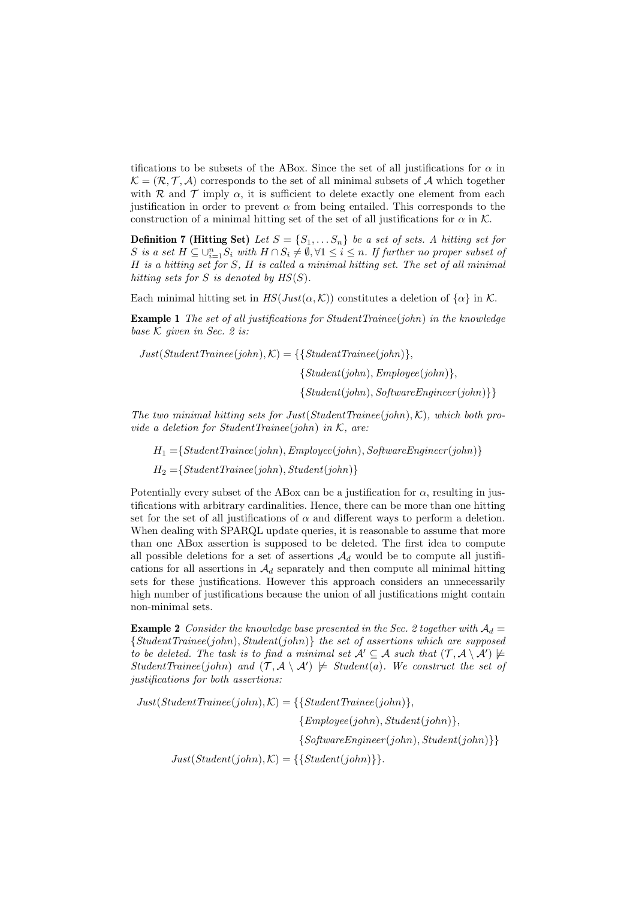tifications to be subsets of the ABox. Since the set of all justifications for $\alpha$ in $\mathcal{K} = (\mathcal{R}, \mathcal{T}, \mathcal{A})$ corresponds to the set of all minimal subsets of $\mathcal{A}$ which together with $\mathcal{R}$ and $\mathcal{T}$ imply $\alpha$, it is sufficient to delete exactly one element from each justification in order to prevent $\alpha$ from being entailed. This corresponds to the construction of a minimal hitting set of the set of all justifications for $\alpha$ in $\mathcal{K}$.

**Definition 7 (Hitting Set)** *Let $S = \{S_1, \dots S_n\}$ be a set of sets. A hitting set for $S$ is a set $H \subseteq \cup_{i=1}^{n} S_i$ with $H \cap S_i \neq \emptyset, \forall 1 \leq i \leq n$. If further no proper subset of $H$ is a hitting set for $S$, $H$ is called a minimal hitting set. The set of all minimal hitting sets for $S$ is denoted by $HS(S)$.*

Each minimal hitting set in $HS(Just(\alpha, \mathcal{K}))$ constitutes a deletion of $\{\alpha\}$ in $\mathcal{K}$.

**Example 1** *The set of all justifications for StudentTrainee(john) in the knowledge base $\mathcal{K}$ given in Sec. 2 is:*

$$\begin{aligned}
Just(StudentTrainee(john), \mathcal{K}) = \{&\{StudentTrainee(john)\},\\
&\{Student(john), Employee(john)\},\\
&\{Student(john), SoftwareEngineer(john)\}\}
\end{aligned}$$

*The two minimal hitting sets for $Just(StudentTrainee(john), \mathcal{K})$, which both provide a deletion for StudentTrainee(john) in $\mathcal{K}$, are:*

$$\begin{aligned}
H_1 &= \{StudentTrainee(john), Employee(john), SoftwareEngineer(john)\}\\
H_2 &= \{StudentTrainee(john), Student(john)\}
\end{aligned}$$

Potentially every subset of the ABox can be a justification for $\alpha$, resulting in justifications with arbitrary cardinalities. Hence, there can be more than one hitting set for the set of all justifications of $\alpha$ and different ways to perform a deletion. When dealing with SPARQL update queries, it is reasonable to assume that more than one ABox assertion is supposed to be deleted. The first idea to compute all possible deletions for a set of assertions $\mathcal{A}_d$ would be to compute all justifications for all assertions in $\mathcal{A}_d$ separately and then compute all minimal hitting sets for these justifications. However this approach considers an unnecessarily high number of justifications because the union of all justifications might contain non-minimal sets.

**Example 2** *Consider the knowledge base presented in the Sec. 2 together with $\mathcal{A}_d = \{StudentTrainee(john), Student(john)\}$ the set of assertions which are supposed to be deleted. The task is to find a minimal set $\mathcal{A}' \subseteq \mathcal{A}$ such that $(\mathcal{T}, \mathcal{A} \setminus \mathcal{A}') \not\models StudentTrainee(john)$ and $(\mathcal{T}, \mathcal{A} \setminus \mathcal{A}') \not\models Student(a)$. We construct the set of justifications for both assertions:*

$$\begin{aligned}
Just(StudentTrainee(john), \mathcal{K}) = \{&\{StudentTrainee(john)\},\\
&\{Employee(john), Student(john)\},\\
&\{SoftwareEngineer(john), Student(john)\}\}\\
Just(Student(john), \mathcal{K}) = \{&\{Student(john)\}\}.
\end{aligned}$$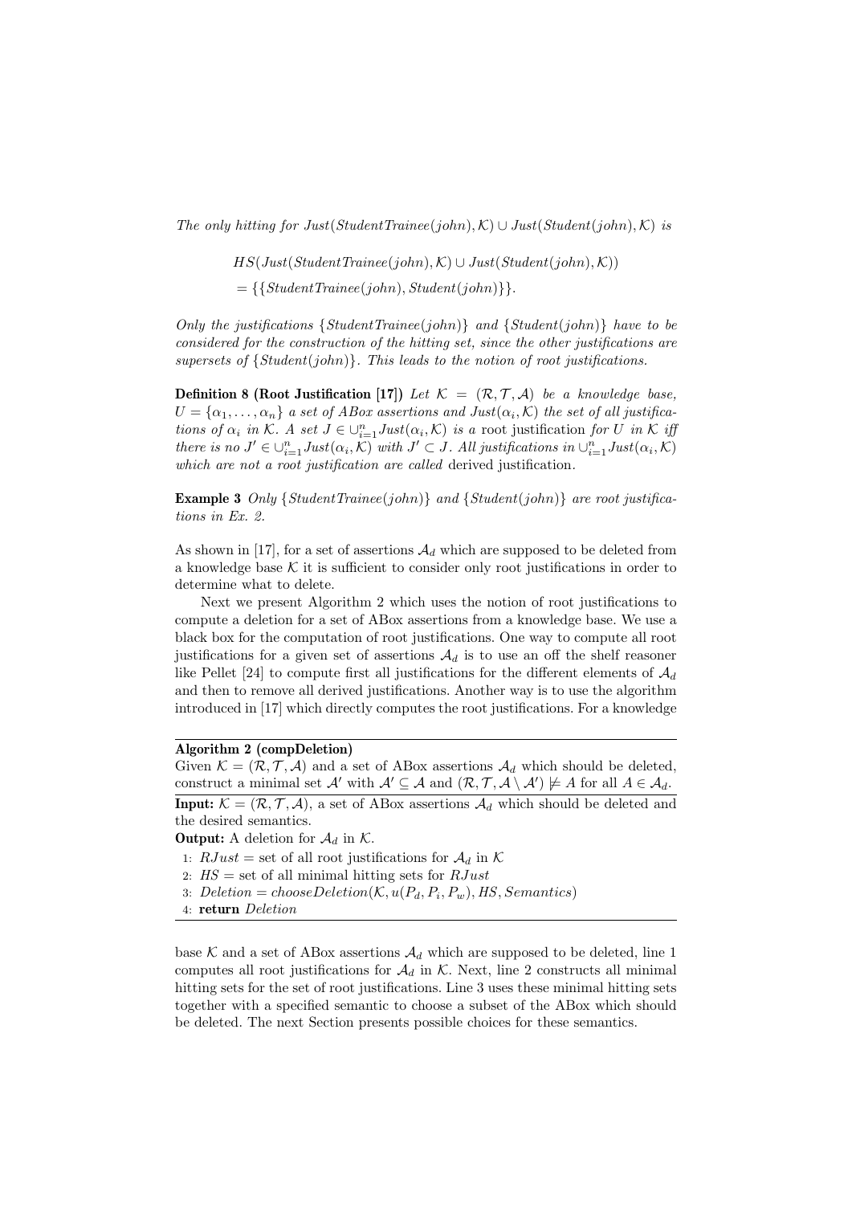*The only hitting for $Just(StudentTrainee(john), \mathcal{K}) \cup Just(Student(john), \mathcal{K})$ is*

$$
\begin{aligned}
&HS(Just(StudentTrainee(john), \mathcal{K}) \cup Just(Student(john), \mathcal{K})) \\
&= \{\{StudentTrainee(john), Student(john)\}\}.
\end{aligned}
$$

*Only the justifications $\{StudentTrainee(john)\}$ and $\{Student(john)\}$ have to be considered for the construction of the hitting set, since the other justifications are supersets of $\{Student(john)\}$. This leads to the notion of root justifications.*

**Definition 8 (Root Justification [17])** *Let $\mathcal{K} = (\mathcal{R}, \mathcal{T}, \mathcal{A})$ be a knowledge base, $U = \{\alpha_1, \ldots, \alpha_n\}$ a set of ABox assertions and $Just(\alpha_i, \mathcal{K})$ the set of all justifications of $\alpha_i$ in $\mathcal{K}$. A set $J \in \cup_{i=1}^{n} Just(\alpha_i, \mathcal{K})$ is a* root justification *for $U$ in $\mathcal{K}$ iff there is no $J' \in \cup_{i=1}^{n} Just(\alpha_i, \mathcal{K})$ with $J' \subset J$. All justifications in $\cup_{i=1}^{n} Just(\alpha_i, \mathcal{K})$ which are not a root justification are called* derived justification*.*

**Example 3** *Only $\{StudentTrainee(john)\}$ and $\{Student(john)\}$ are root justifications in Ex. 2.*

As shown in [17], for a set of assertions $\mathcal{A}_d$ which are supposed to be deleted from a knowledge base $\mathcal{K}$ it is sufficient to consider only root justifications in order to determine what to delete.

Next we present Algorithm 2 which uses the notion of root justifications to compute a deletion for a set of ABox assertions from a knowledge base. We use a black box for the computation of root justifications. One way to compute all root justifications for a given set of assertions $\mathcal{A}_d$ is to use an off the shelf reasoner like Pellet [24] to compute first all justifications for the different elements of $\mathcal{A}_d$ and then to remove all derived justifications. Another way is to use the algorithm introduced in [17] which directly computes the root justifications. For a knowledge base $\mathcal{K}$ and a set of ABox assertions $\mathcal{A}_d$ which are supposed to be deleted, line 1 computes all root justifications for $\mathcal{A}_d$ in $\mathcal{K}$. Next, line 2 constructs all minimal hitting sets for the set of root justifications. Line 3 uses these minimal hitting sets together with a specified semantic to choose a subset of the ABox which should be deleted. The next Section presents possible choices for these semantics.

---

**Algorithm 2 (compDeletion)**

Given $\mathcal{K} = (\mathcal{R}, \mathcal{T}, \mathcal{A})$ and a set of ABox assertions $\mathcal{A}_d$ which should be deleted, construct a minimal set $\mathcal{A}'$ with $\mathcal{A}' \subseteq \mathcal{A}$ and $(\mathcal{R}, \mathcal{T}, \mathcal{A} \setminus \mathcal{A}') \not\models A$ for all $A \in \mathcal{A}_d$.

**Input:** $\mathcal{K} = (\mathcal{R}, \mathcal{T}, \mathcal{A})$, a set of ABox assertions $\mathcal{A}_d$ which should be deleted and the desired semantics.

**Output:** A deletion for $\mathcal{A}_d$ in $\mathcal{K}$.

1: $RJust$ = set of all root justifications for $\mathcal{A}_d$ in $\mathcal{K}$
2: $HS$ = set of all minimal hitting sets for $RJust$
3: $Deletion = chooseDeletion(\mathcal{K}, u(P_d, P_i, P_w), HS, Semantics)$
4: **return** $Deletion$

---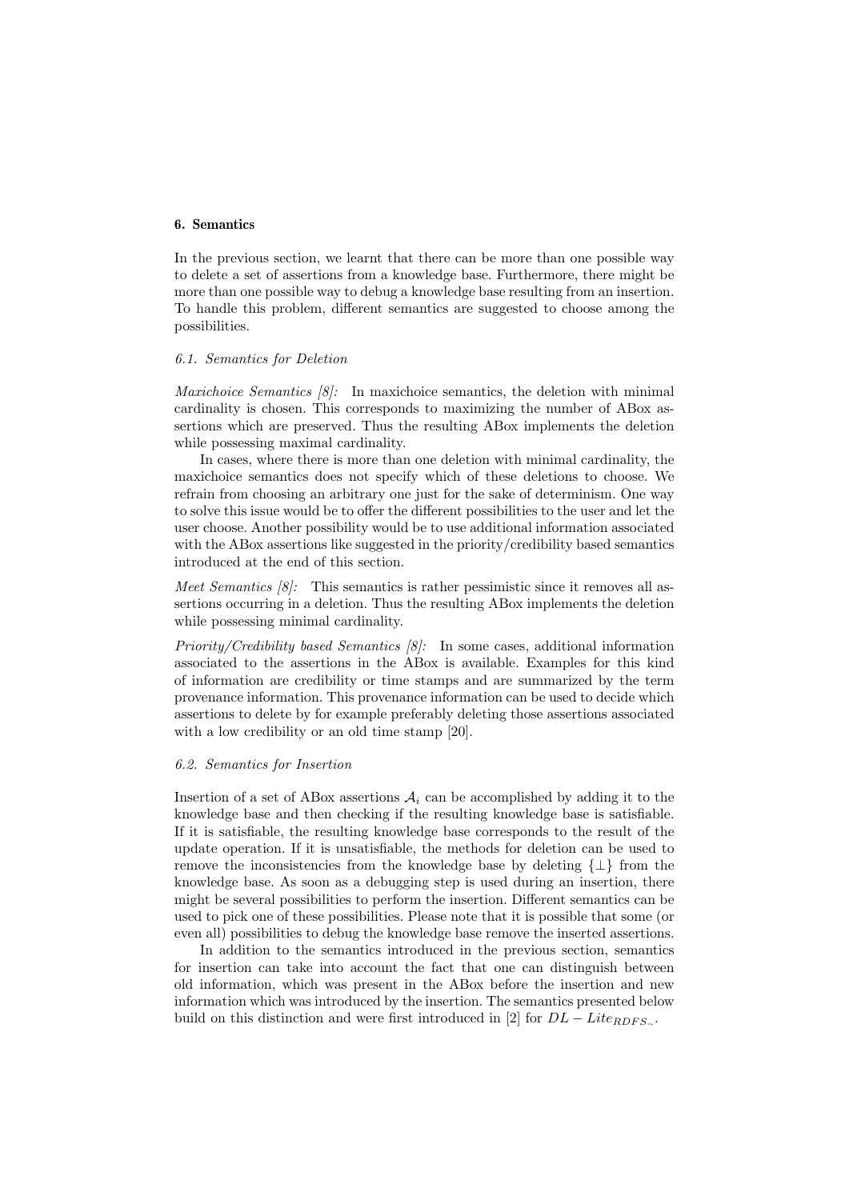## 6. Semantics

In the previous section, we learnt that there can be more than one possible way to delete a set of assertions from a knowledge base. Furthermore, there might be more than one possible way to debug a knowledge base resulting from an insertion. To handle this problem, different semantics are suggested to choose among the possibilities.

### 6.1. Semantics for Deletion

*Maxichoice Semantics [8]:* In maxichoice semantics, the deletion with minimal cardinality is chosen. This corresponds to maximizing the number of ABox assertions which are preserved. Thus the resulting ABox implements the deletion while possessing maximal cardinality.

In cases, where there is more than one deletion with minimal cardinality, the maxichoice semantics does not specify which of these deletions to choose. We refrain from choosing an arbitrary one just for the sake of determinism. One way to solve this issue would be to offer the different possibilities to the user and let the user choose. Another possibility would be to use additional information associated with the ABox assertions like suggested in the priority/credibility based semantics introduced at the end of this section.

*Meet Semantics [8]:* This semantics is rather pessimistic since it removes all assertions occurring in a deletion. Thus the resulting ABox implements the deletion while possessing minimal cardinality.

*Priority/Credibility based Semantics [8]:* In some cases, additional information associated to the assertions in the ABox is available. Examples for this kind of information are credibility or time stamps and are summarized by the term provenance information. This provenance information can be used to decide which assertions to delete by for example preferably deleting those assertions associated with a low credibility or an old time stamp [20].

### 6.2. Semantics for Insertion

Insertion of a set of ABox assertions $\mathcal{A}_i$ can be accomplished by adding it to the knowledge base and then checking if the resulting knowledge base is satisfiable. If it is satisfiable, the resulting knowledge base corresponds to the result of the update operation. If it is unsatisfiable, the methods for deletion can be used to remove the inconsistencies from the knowledge base by deleting $\{\perp\}$ from the knowledge base. As soon as a debugging step is used during an insertion, there might be several possibilities to perform the insertion. Different semantics can be used to pick one of these possibilities. Please note that it is possible that some (or even all) possibilities to debug the knowledge base remove the inserted assertions.

In addition to the semantics introduced in the previous section, semantics for insertion can take into account the fact that one can distinguish between old information, which was present in the ABox before the insertion and new information which was introduced by the insertion. The semantics presented below build on this distinction and were first introduced in [2] for $DL-Lite_{RDFS_{\neg}}$.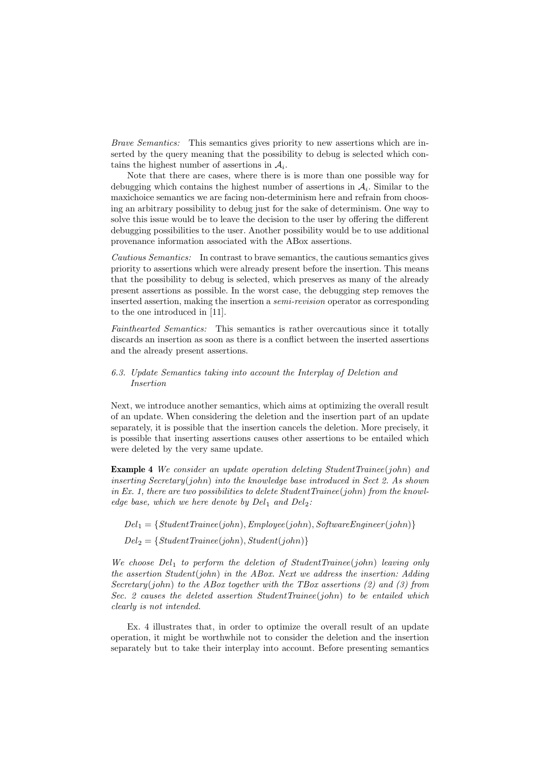*Brave Semantics:* This semantics gives priority to new assertions which are inserted by the query meaning that the possibility to debug is selected which contains the highest number of assertions in $\mathcal{A}_i$.

Note that there are cases, where there is is more than one possible way for debugging which contains the highest number of assertions in $\mathcal{A}_i$. Similar to the maxichoice semantics we are facing non-determinism here and refrain from choosing an arbitrary possibility to debug just for the sake of determinism. One way to solve this issue would be to leave the decision to the user by offering the different debugging possibilities to the user. Another possibility would be to use additional provenance information associated with the ABox assertions.

*Cautious Semantics:* In contrast to brave semantics, the cautious semantics gives priority to assertions which were already present before the insertion. This means that the possibility to debug is selected, which preserves as many of the already present assertions as possible. In the worst case, the debugging step removes the inserted assertion, making the insertion a *semi-revision* operator as corresponding to the one introduced in [11].

*Fainthearted Semantics:* This semantics is rather overcautious since it totally discards an insertion as soon as there is a conflict between the inserted assertions and the already present assertions.

### *6.3. Update Semantics taking into account the Interplay of Deletion and Insertion*

Next, we introduce another semantics, which aims at optimizing the overall result of an update. When considering the deletion and the insertion part of an update separately, it is possible that the insertion cancels the deletion. More precisely, it is possible that inserting assertions causes other assertions to be entailed which were deleted by the very same update.

**Example 4** *We consider an update operation deleting StudentTrainee(john) and inserting Secretary(john) into the knowledge base introduced in Sect 2. As shown in Ex. 1, there are two possibilities to delete StudentTrainee(john) from the knowledge base, which we here denote by $Del_1$ and $Del_2$:*

$$Del_1 = \{StudentTrainee(john), Employee(john), SoftwareEngineer(john)\}$$

$$Del_2 = \{StudentTrainee(john), Student(john)\}$$

*We choose $Del_1$ to perform the deletion of StudentTrainee(john) leaving only the assertion Student(john) in the ABox. Next we address the insertion: Adding Secretary(john) to the ABox together with the TBox assertions (2) and (3) from Sec. 2 causes the deleted assertion StudentTrainee(john) to be entailed which clearly is not intended.*

Ex. 4 illustrates that, in order to optimize the overall result of an update operation, it might be worthwhile not to consider the deletion and the insertion separately but to take their interplay into account. Before presenting semantics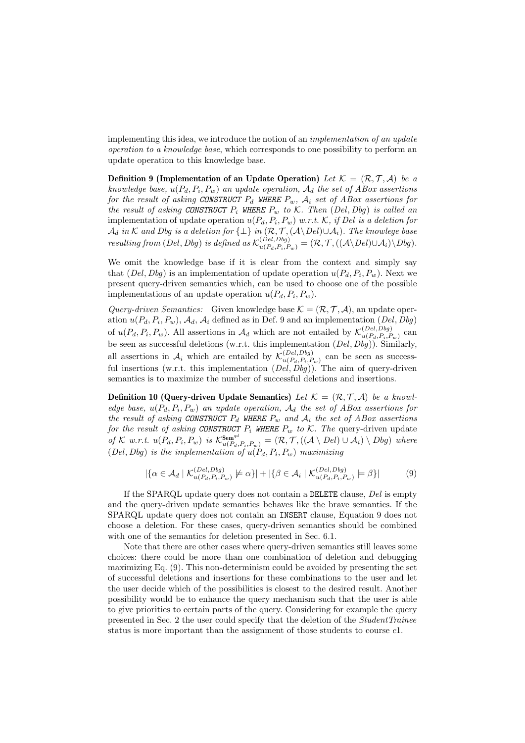implementing this idea, we introduce the notion of an *implementation of an update operation to a knowledge base*, which corresponds to one possibility to perform an update operation to this knowledge base.

**Definition 9 (Implementation of an Update Operation)** *Let $\mathcal{K} = (\mathcal{R}, \mathcal{T}, \mathcal{A})$ be a knowledge base, $u(P_d, P_i, P_w)$ an update operation, $\mathcal{A}_d$ the set of ABox assertions for the result of asking* **CONSTRUCT** *$P_d$* **WHERE** *$P_w$, $\mathcal{A}_i$ set of ABox assertions for the result of asking* **CONSTRUCT** *$P_i$* **WHERE** *$P_w$ to $\mathcal{K}$. Then $(Del, Dbg)$ is called an* implementation of update operation *$u(P_d, P_i, P_w)$ w.r.t. $\mathcal{K}$, if $Del$ is a deletion for $\mathcal{A}_d$ in $\mathcal{K}$ and $Dbg$ is a deletion for $\{\bot\}$ in $(\mathcal{R}, \mathcal{T}, (\mathcal{A} \setminus Del) \cup \mathcal{A}_i)$. The knowlege base resulting from $(Del, Dbg)$ is defined as $\mathcal{K}^{(Del,Dbg)}_{u(P_d,P_i,P_w)} = (\mathcal{R}, \mathcal{T}, ((\mathcal{A} \setminus Del) \cup \mathcal{A}_i) \setminus Dbg)$.*

We omit the knowledge base if it is clear from the context and simply say that $(Del, Dbg)$ is an implementation of update operation $u(P_d, P_i, P_w)$. Next we present query-driven semantics which, can be used to choose one of the possible implementations of an update operation $u(P_d, P_i, P_w)$.

*Query-driven Semantics:* Given knowledge base $\mathcal{K} = (\mathcal{R}, \mathcal{T}, \mathcal{A})$, an update operation $u(P_d, P_i, P_w)$, $\mathcal{A}_d$, $\mathcal{A}_i$ defined as in Def. 9 and an implementation $(Del, Dbg)$ of $u(P_d, P_i, P_w)$. All assertions in $\mathcal{A}_d$ which are not entailed by $\mathcal{K}^{(Del,Dbg)}_{u(P_d,P_i,P_w)}$ can be seen as successful deletions (w.r.t. this implementation $(Del, Dbg)$). Similarly, all assertions in $\mathcal{A}_i$ which are entailed by $\mathcal{K}^{(Del,Dbg)}_{u(P_d,P_i,P_w)}$ can be seen as successful insertions (w.r.t. this implementation $(Del, Dbg)$). The aim of query-driven semantics is to maximize the number of successful deletions and insertions.

**Definition 10 (Query-driven Update Semantics)** *Let $\mathcal{K} = (\mathcal{R}, \mathcal{T}, \mathcal{A})$ be a knowledge base, $u(P_d, P_i, P_w)$ an update operation, $\mathcal{A}_d$ the set of ABox assertions for the result of asking* **CONSTRUCT** *$P_d$* **WHERE** *$P_w$ and $\mathcal{A}_i$ the set of ABox assertions for the result of asking* **CONSTRUCT** *$P_i$* **WHERE** *$P_w$ to $\mathcal{K}$. The* query-driven update *of $\mathcal{K}$ w.r.t. $u(P_d, P_i, P_w)$ is $\mathcal{K}^{\mathbf{Sem}^{qd}}_{u(P_d,P_i,P_w)} = (\mathcal{R}, \mathcal{T}, ((\mathcal{A} \setminus Del) \cup \mathcal{A}_i) \setminus Dbg)$ where $(Del, Dbg)$ is the implementation of $u(P_d, P_i, P_w)$ maximizing*

$$|\{\alpha \in \mathcal{A}_d \mid \mathcal{K}^{(Del,Dbg)}_{u(P_d,P_i,P_w)} \not\models \alpha\}| + |\{\beta \in \mathcal{A}_i \mid \mathcal{K}^{(Del,Dbg)}_{u(P_d,P_i,P_w)} \models \beta\}| \tag{9}$$

If the SPARQL update query does not contain a `DELETE` clause, $Del$ is empty and the query-driven update semantics behaves like the brave semantics. If the SPARQL update query does not contain an `INSERT` clause, Equation 9 does not choose a deletion. For these cases, query-driven semantics should be combined with one of the semantics for deletion presented in Sec. 6.1.

Note that there are other cases where query-driven semantics still leaves some choices: there could be more than one combination of deletion and debugging maximizing Eq. (9). This non-determinism could be avoided by presenting the set of successful deletions and insertions for these combinations to the user and let the user decide which of the possibilities is closest to the desired result. Another possibility would be to enhance the query mechanism such that the user is able to give priorities to certain parts of the query. Considering for example the query presented in Sec. 2 the user could specify that the deletion of the *StudentTrainee* status is more important than the assignment of those students to course $c1$.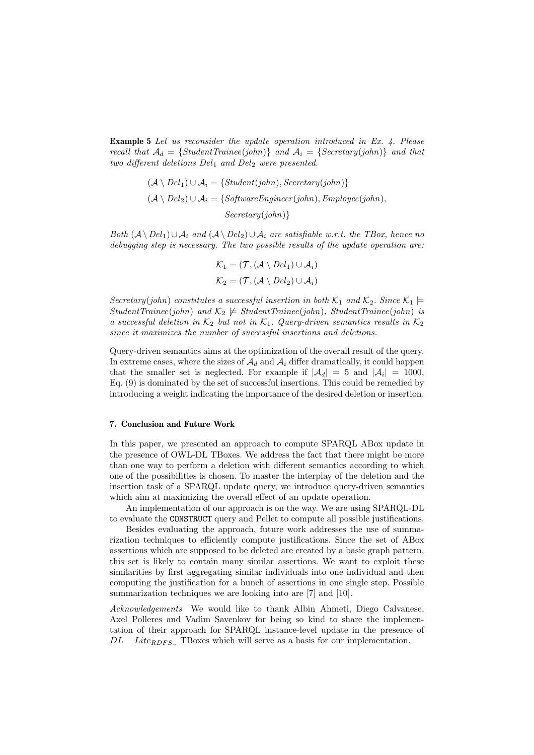**Example 5** *Let us reconsider the update operation introduced in Ex. 4. Please recall that $\mathcal{A}_d = \{StudentTrainee(john)\}$ and $\mathcal{A}_i = \{Secretary(john)\}$ and that two different deletions $Del_1$ and $Del_2$ were presented.*

$$(\mathcal{A} \setminus Del_1) \cup \mathcal{A}_i = \{Student(john), Secretary(john)\}$$

$$(\mathcal{A} \setminus Del_2) \cup \mathcal{A}_i = \{SoftwareEngineer(john), Employee(john), Secretary(john)\}$$

*Both $(\mathcal{A} \setminus Del_1) \cup \mathcal{A}_i$ and $(\mathcal{A} \setminus Del_2) \cup \mathcal{A}_i$ are satisfiable w.r.t. the TBox, hence no debugging step is necessary. The two possible results of the update operation are:*

$$\mathcal{K}_1 = (\mathcal{T}, (\mathcal{A} \setminus Del_1) \cup \mathcal{A}_i)$$

$$\mathcal{K}_2 = (\mathcal{T}, (\mathcal{A} \setminus Del_2) \cup \mathcal{A}_i)$$

*$Secretary(john)$ constitutes a successful insertion in both $\mathcal{K}_1$ and $\mathcal{K}_2$. Since $\mathcal{K}_1 \models StudentTrainee(john)$ and $\mathcal{K}_2 \not\models StudentTrainee(john)$, $StudentTrainee(john)$ is a successful deletion in $\mathcal{K}_2$ but not in $\mathcal{K}_1$. Query-driven semantics results in $\mathcal{K}_2$ since it maximizes the number of successful insertions and deletions.*

Query-driven semantics aims at the optimization of the overall result of the query. In extreme cases, where the sizes of $\mathcal{A}_d$ and $\mathcal{A}_i$ differ dramatically, it could happen that the smaller set is neglected. For example if $|\mathcal{A}_d| = 5$ and $|\mathcal{A}_i| = 1000$, Eq. (9) is dominated by the set of successful insertions. This could be remedied by introducing a weight indicating the importance of the desired deletion or insertion.

## 7. Conclusion and Future Work

In this paper, we presented an approach to compute SPARQL ABox update in the presence of OWL-DL TBoxes. We address the fact that there might be more than one way to perform a deletion with different semantics according to which one of the possibilities is chosen. To master the interplay of the deletion and the insertion task of a SPARQL update query, we introduce query-driven semantics which aim at maximizing the overall effect of an update operation.

An implementation of our approach is on the way. We are using SPARQL-DL to evaluate the `CONSTRUCT` query and Pellet to compute all possible justifications.

Besides evaluating the approach, future work addresses the use of summarization techniques to efficiently compute justifications. Since the set of ABox assertions which are supposed to be deleted are created by a basic graph pattern, this set is likely to contain many similar assertions. We want to exploit these similarities by first aggregating similar individuals into one individual and then computing the justification for a bunch of assertions in one single step. Possible summarization techniques we are looking into are [7] and [10].

*Acknowledgements* We would like to thank Albin Ahmeti, Diego Calvanese, Axel Polleres and Vadim Savenkov for being so kind to share the implementation of their approach for SPARQL instance-level update in the presence of $DL-Lite_{RDFS_{\neg}}$ TBoxes which will serve as a basis for our implementation.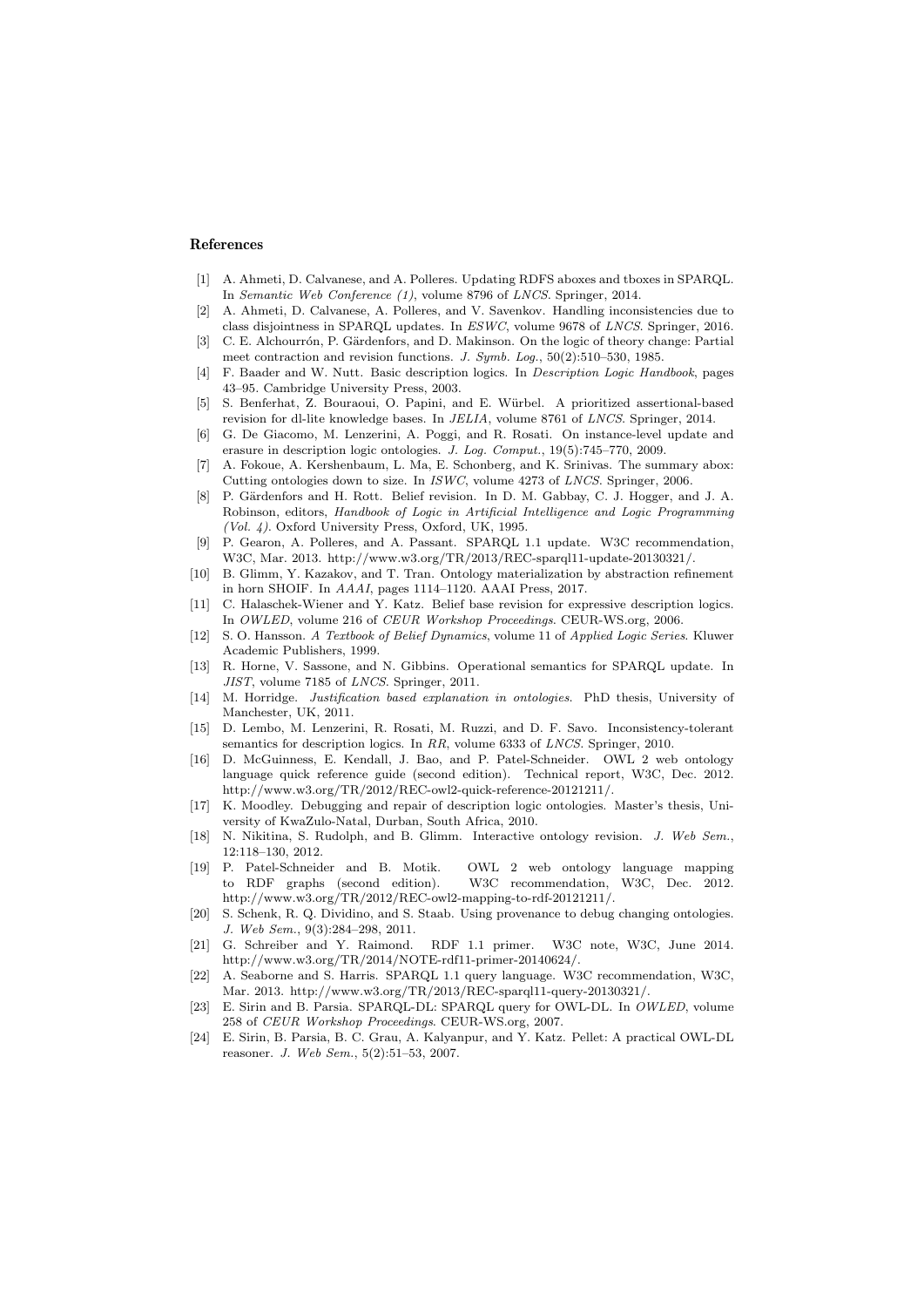## References

[1] A. Ahmeti, D. Calvanese, and A. Polleres. Updating RDFS aboxes and tboxes in SPARQL. In *Semantic Web Conference (1)*, volume 8796 of *LNCS*. Springer, 2014.

[2] A. Ahmeti, D. Calvanese, A. Polleres, and V. Savenkov. Handling inconsistencies due to class disjointness in SPARQL updates. In *ESWC*, volume 9678 of *LNCS*. Springer, 2016.

[3] C. E. Alchourrón, P. Gärdenfors, and D. Makinson. On the logic of theory change: Partial meet contraction and revision functions. *J. Symb. Log.*, 50(2):510–530, 1985.

[4] F. Baader and W. Nutt. Basic description logics. In *Description Logic Handbook*, pages 43–95. Cambridge University Press, 2003.

[5] S. Benferhat, Z. Bouraoui, O. Papini, and E. Würbel. A prioritized assertional-based revision for dl-lite knowledge bases. In *JELIA*, volume 8761 of *LNCS*. Springer, 2014.

[6] G. De Giacomo, M. Lenzerini, A. Poggi, and R. Rosati. On instance-level update and erasure in description logic ontologies. *J. Log. Comput.*, 19(5):745–770, 2009.

[7] A. Fokoue, A. Kershenbaum, L. Ma, E. Schonberg, and K. Srinivas. The summary abox: Cutting ontologies down to size. In *ISWC*, volume 4273 of *LNCS*. Springer, 2006.

[8] P. Gärdenfors and H. Rott. Belief revision. In D. M. Gabbay, C. J. Hogger, and J. A. Robinson, editors, *Handbook of Logic in Artificial Intelligence and Logic Programming (Vol. 4)*. Oxford University Press, Oxford, UK, 1995.

[9] P. Gearon, A. Polleres, and A. Passant. SPARQL 1.1 update. W3C recommendation, W3C, Mar. 2013. http://www.w3.org/TR/2013/REC-sparql11-update-20130321/.

[10] B. Glimm, Y. Kazakov, and T. Tran. Ontology materialization by abstraction refinement in horn SHOIF. In *AAAI*, pages 1114–1120. AAAI Press, 2017.

[11] C. Halaschek-Wiener and Y. Katz. Belief base revision for expressive description logics. In *OWLED*, volume 216 of *CEUR Workshop Proceedings*. CEUR-WS.org, 2006.

[12] S. O. Hansson. *A Textbook of Belief Dynamics*, volume 11 of *Applied Logic Series*. Kluwer Academic Publishers, 1999.

[13] R. Horne, V. Sassone, and N. Gibbins. Operational semantics for SPARQL update. In *JIST*, volume 7185 of *LNCS*. Springer, 2011.

[14] M. Horridge. *Justification based explanation in ontologies*. PhD thesis, University of Manchester, UK, 2011.

[15] D. Lembo, M. Lenzerini, R. Rosati, M. Ruzzi, and D. F. Savo. Inconsistency-tolerant semantics for description logics. In *RR*, volume 6333 of *LNCS*. Springer, 2010.

[16] D. McGuinness, E. Kendall, J. Bao, and P. Patel-Schneider. OWL 2 web ontology language quick reference guide (second edition). Technical report, W3C, Dec. 2012. http://www.w3.org/TR/2012/REC-owl2-quick-reference-20121211/.

[17] K. Moodley. Debugging and repair of description logic ontologies. Master's thesis, University of KwaZulo-Natal, Durban, South Africa, 2010.

[18] N. Nikitina, S. Rudolph, and B. Glimm. Interactive ontology revision. *J. Web Sem.*, 12:118–130, 2012.

[19] P. Patel-Schneider and B. Motik. OWL 2 web ontology language mapping to RDF graphs (second edition). W3C recommendation, W3C, Dec. 2012. http://www.w3.org/TR/2012/REC-owl2-mapping-to-rdf-20121211/.

[20] S. Schenk, R. Q. Dividino, and S. Staab. Using provenance to debug changing ontologies. *J. Web Sem.*, 9(3):284–298, 2011.

[21] G. Schreiber and Y. Raimond. RDF 1.1 primer. W3C note, W3C, June 2014. http://www.w3.org/TR/2014/NOTE-rdf11-primer-20140624/.

[22] A. Seaborne and S. Harris. SPARQL 1.1 query language. W3C recommendation, W3C, Mar. 2013. http://www.w3.org/TR/2013/REC-sparql11-query-20130321/.

[23] E. Sirin and B. Parsia. SPARQL-DL: SPARQL query for OWL-DL. In *OWLED*, volume 258 of *CEUR Workshop Proceedings*. CEUR-WS.org, 2007.

[24] E. Sirin, B. Parsia, B. C. Grau, A. Kalyanpur, and Y. Katz. Pellet: A practical OWL-DL reasoner. *J. Web Sem.*, 5(2):51–53, 2007.